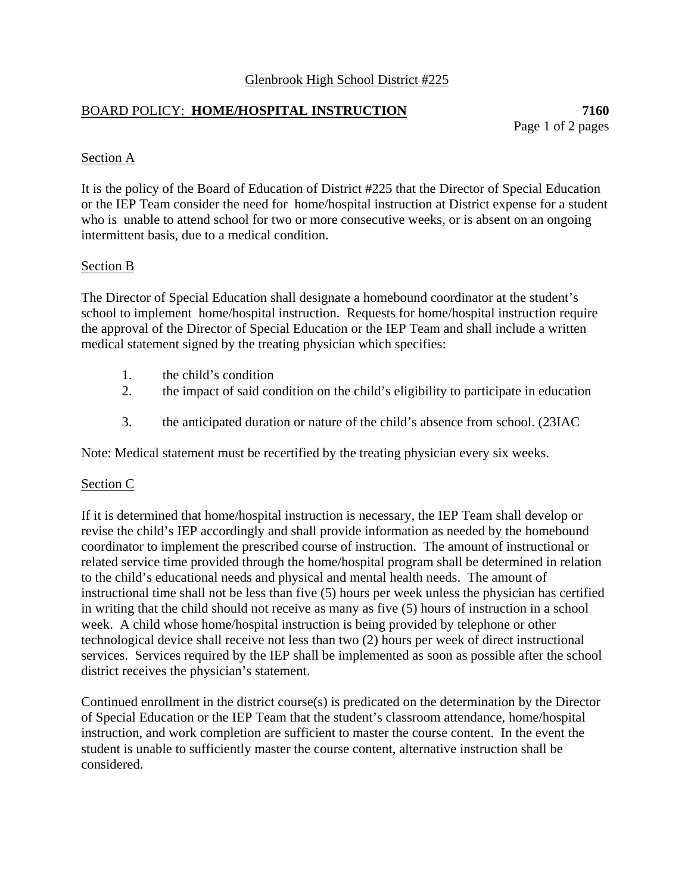Glenbrook High School District #225

## BOARD POLICY: **HOME/HOSPITAL INSTRUCTION** **7160**

### Section A

It is the policy of the Board of Education of District #225 that the Director of Special Education or the IEP Team consider the need for home/hospital instruction at District expense for a student who is unable to attend school for two or more consecutive weeks, or is absent on an ongoing intermittent basis, due to a medical condition.

### Section B

The Director of Special Education shall designate a homebound coordinator at the student's school to implement home/hospital instruction. Requests for home/hospital instruction require the approval of the Director of Special Education or the IEP Team and shall include a written medical statement signed by the treating physician which specifies:

1. the child's condition
2. the impact of said condition on the child's eligibility to participate in education
3. the anticipated duration or nature of the child's absence from school. (23IAC

Note: Medical statement must be recertified by the treating physician every six weeks.

### Section C

If it is determined that home/hospital instruction is necessary, the IEP Team shall develop or revise the child's IEP accordingly and shall provide information as needed by the homebound coordinator to implement the prescribed course of instruction. The amount of instructional or related service time provided through the home/hospital program shall be determined in relation to the child's educational needs and physical and mental health needs. The amount of instructional time shall not be less than five (5) hours per week unless the physician has certified in writing that the child should not receive as many as five (5) hours of instruction in a school week. A child whose home/hospital instruction is being provided by telephone or other technological device shall receive not less than two (2) hours per week of direct instructional services. Services required by the IEP shall be implemented as soon as possible after the school district receives the physician's statement.

Continued enrollment in the district course(s) is predicated on the determination by the Director of Special Education or the IEP Team that the student's classroom attendance, home/hospital instruction, and work completion are sufficient to master the course content. In the event the student is unable to sufficiently master the course content, alternative instruction shall be considered.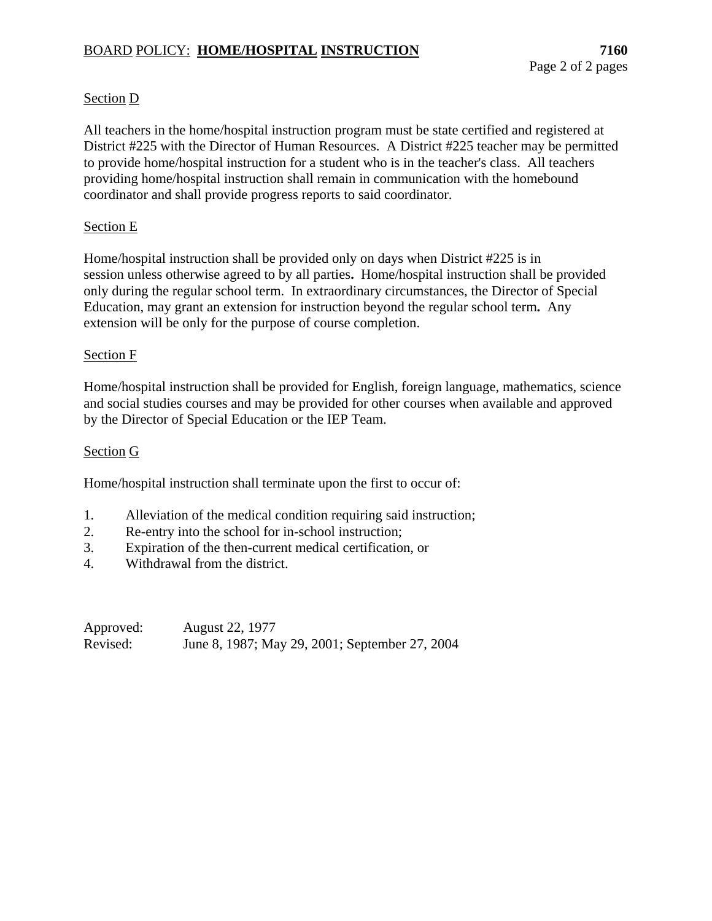## Section D

All teachers in the home/hospital instruction program must be state certified and registered at District #225 with the Director of Human Resources. A District #225 teacher may be permitted to provide home/hospital instruction for a student who is in the teacher's class. All teachers providing home/hospital instruction shall remain in communication with the homebound coordinator and shall provide progress reports to said coordinator.

## Section E

Home/hospital instruction shall be provided only on days when District #225 is in session unless otherwise agreed to by all parties**.** Home/hospital instruction shall be provided only during the regular school term. In extraordinary circumstances, the Director of Special Education, may grant an extension for instruction beyond the regular school term**.** Any extension will be only for the purpose of course completion.

## Section F

Home/hospital instruction shall be provided for English, foreign language, mathematics, science and social studies courses and may be provided for other courses when available and approved by the Director of Special Education or the IEP Team.

## Section G

Home/hospital instruction shall terminate upon the first to occur of:

1. Alleviation of the medical condition requiring said instruction;
2. Re-entry into the school for in-school instruction;
3. Expiration of the then-current medical certification, or
4. Withdrawal from the district.

Approved: August 22, 1977
Revised: June 8, 1987; May 29, 2001; September 27, 2004